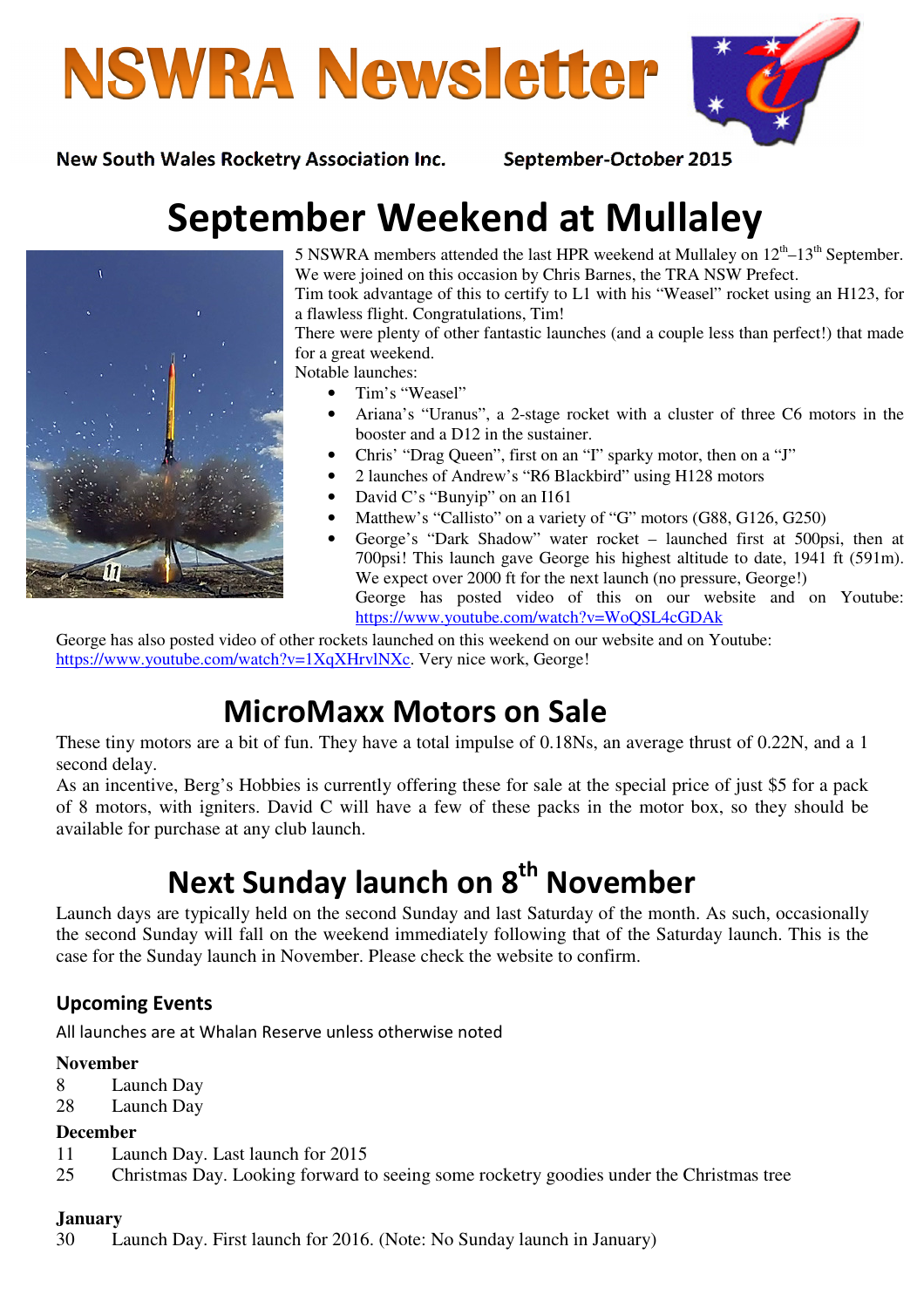# NSWRA Newsletter

**New South Wales Rocketry Association Inc.** **September-October 2015**

# September Weekend at Mullaley

5 NSWRA members attended the last HPR weekend at Mullaley on 12th–13th September. We were joined on this occasion by Chris Barnes, the TRA NSW Prefect.

Tim took advantage of this to certify to L1 with his "Weasel" rocket using an H123, for a flawless flight. Congratulations, Tim!

There were plenty of other fantastic launches (and a couple less than perfect!) that made for a great weekend.

Notable launches:

- Tim's "Weasel"
- Ariana's "Uranus", a 2-stage rocket with a cluster of three C6 motors in the booster and a D12 in the sustainer.
- Chris' "Drag Queen", first on an "I" sparky motor, then on a "J"
- 2 launches of Andrew's "R6 Blackbird" using H128 motors
- David C's "Bunyip" on an I161
- Matthew's "Callisto" on a variety of "G" motors (G88, G126, G250)
- George's "Dark Shadow" water rocket – launched first at 500psi, then at 700psi! This launch gave George his highest altitude to date, 1941 ft (591m). We expect over 2000 ft for the next launch (no pressure, George!)
  George has posted video of this on our website and on Youtube: https://www.youtube.com/watch?v=WoQSL4cGDAk

George has also posted video of other rockets launched on this weekend on our website and on Youtube: https://www.youtube.com/watch?v=1XqXHrvlNXc. Very nice work, George!

# MicroMaxx Motors on Sale

These tiny motors are a bit of fun. They have a total impulse of 0.18Ns, an average thrust of 0.22N, and a 1 second delay.

As an incentive, Berg's Hobbies is currently offering these for sale at the special price of just $5 for a pack of 8 motors, with igniters. David C will have a few of these packs in the motor box, so they should be available for purchase at any club launch.

# Next Sunday launch on 8th November

Launch days are typically held on the second Sunday and last Saturday of the month. As such, occasionally the second Sunday will fall on the weekend immediately following that of the Saturday launch. This is the case for the Sunday launch in November. Please check the website to confirm.

## Upcoming Events

All launches are at Whalan Reserve unless otherwise noted

**November**

8 Launch Day
28 Launch Day

**December**

11 Launch Day. Last launch for 2015
25 Christmas Day. Looking forward to seeing some rocketry goodies under the Christmas tree

**January**

30 Launch Day. First launch for 2016. (Note: No Sunday launch in January)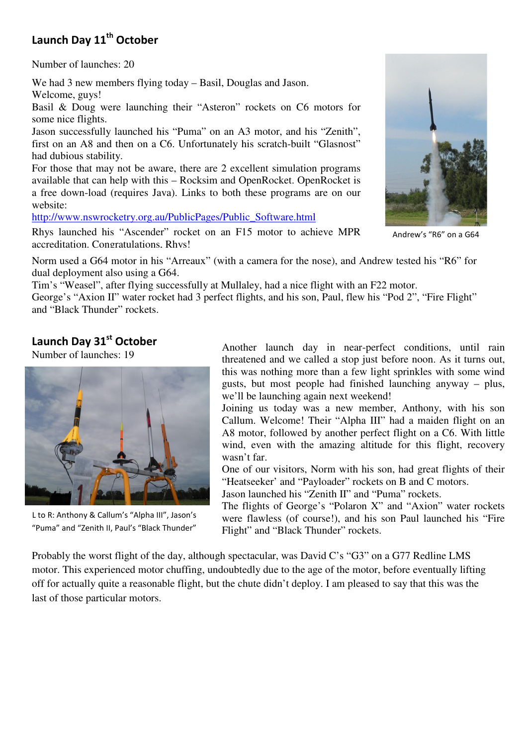## Launch Day 11th October

Number of launches: 20

We had 3 new members flying today – Basil, Douglas and Jason.
Welcome, guys!
Basil & Doug were launching their "Asteron" rockets on C6 motors for some nice flights.
Jason successfully launched his "Puma" on an A3 motor, and his "Zenith", first on an A8 and then on a C6. Unfortunately his scratch-built "Glasnost" had dubious stability.
For those that may not be aware, there are 2 excellent simulation programs available that can help with this – Rocksim and OpenRocket. OpenRocket is a free down-load (requires Java). Links to both these programs are on our website:
http://www.nswrocketry.org.au/PublicPages/Public_Software.html
Rhys launched his "Ascender" rocket on an F15 motor to achieve MPR accreditation. Congratulations, Rhys!

Andrew's "R6" on a G64

Norm used a G64 motor in his "Arreaux" (with a camera for the nose), and Andrew tested his "R6" for dual deployment also using a G64.
Tim's "Weasel", after flying successfully at Mullaley, had a nice flight with an F22 motor.
George's "Axion II" water rocket had 3 perfect flights, and his son, Paul, flew his "Pod 2", "Fire Flight" and "Black Thunder" rockets.

## Launch Day 31st October

Number of launches: 19

L to R: Anthony & Callum's "Alpha III", Jason's "Puma" and "Zenith II, Paul's "Black Thunder"

Another launch day in near-perfect conditions, until rain threatened and we called a stop just before noon. As it turns out, this was nothing more than a few light sprinkles with some wind gusts, but most people had finished launching anyway – plus, we'll be launching again next weekend!
Joining us today was a new member, Anthony, with his son Callum. Welcome! Their "Alpha III" had a maiden flight on an A8 motor, followed by another perfect flight on a C6. With little wind, even with the amazing altitude for this flight, recovery wasn't far.
One of our visitors, Norm with his son, had great flights of their "Heatseeker' and "Payloader" rockets on B and C motors.
Jason launched his "Zenith II" and "Puma" rockets.
The flights of George's "Polaron X" and "Axion" water rockets were flawless (of course!), and his son Paul launched his "Fire Flight" and "Black Thunder" rockets.

Probably the worst flight of the day, although spectacular, was David C's "G3" on a G77 Redline LMS motor. This experienced motor chuffing, undoubtedly due to the age of the motor, before eventually lifting off for actually quite a reasonable flight, but the chute didn't deploy. I am pleased to say that this was the last of those particular motors.